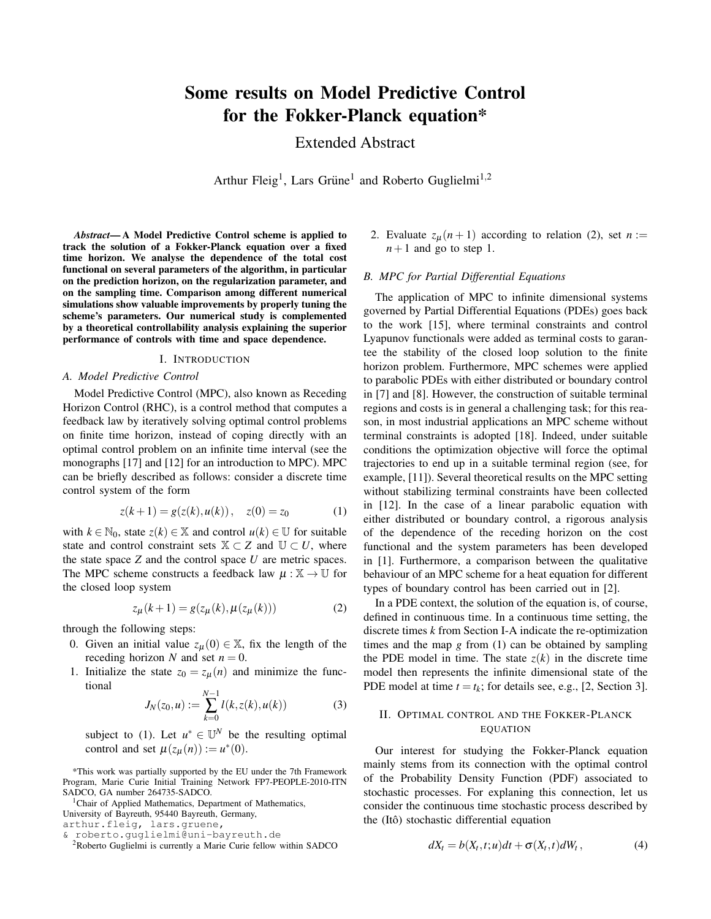# Some results on Model Predictive Control for the Fokker-Planck equation*

Extended Abstract

Arthur Fleig[1], Lars Grüne[1] and Roberto Guglielmi[1,2]

***Abstract*— A Model Predictive Control scheme is applied to track the solution of a Fokker-Planck equation over a fixed time horizon. We analyse the dependence of the total cost functional on several parameters of the algorithm, in particular on the prediction horizon, on the regularization parameter, and on the sampling time. Comparison among different numerical simulations show valuable improvements by properly tuning the scheme's parameters. Our numerical study is complemented by a theoretical controllability analysis explaining the superior performance of controls with time and space dependence.**

## I. Introduction

### A. Model Predictive Control

Model Predictive Control (MPC), also known as Receding Horizon Control (RHC), is a control method that computes a feedback law by iteratively solving optimal control problems on finite time horizon, instead of coping directly with an optimal control problem on an infinite time interval (see the monographs [17] and [12] for an introduction to MPC). MPC can be briefly described as follows: consider a discrete time control system of the form

$$z(k+1) = g(z(k),u(k)), \quad z(0) = z_0 \tag{1}$$

with $k \in \mathbb{N}_0$, state $z(k) \in \mathbb{X}$ and control $u(k) \in \mathbb{U}$ for suitable state and control constraint sets $\mathbb{X} \subset Z$ and $\mathbb{U} \subset U$, where the state space $Z$ and the control space $U$ are metric spaces. The MPC scheme constructs a feedback law $\mu : \mathbb{X} \to \mathbb{U}$ for the closed loop system

$$z_\mu(k+1) = g(z_\mu(k), \mu(z_\mu(k))) \tag{2}$$

through the following steps:

0. Given an initial value $z_\mu(0) \in \mathbb{X}$, fix the length of the receding horizon $N$ and set $n = 0$.
1. Initialize the state $z_0 = z_\mu(n)$ and minimize the functional
$$J_N(z_0,u) := \sum_{k=0}^{N-1} l(k,z(k),u(k)) \tag{3}$$
subject to (1). Let $u^* \in \mathbb{U}^N$ be the resulting optimal control and set $\mu(z_\mu(n)) := u^*(0)$.
2. Evaluate $z_\mu(n+1)$ according to relation (2), set $n := n+1$ and go to step 1.

### B. MPC for Partial Differential Equations

The application of MPC to infinite dimensional systems governed by Partial Differential Equations (PDEs) goes back to the work [15], where terminal constraints and control Lyapunov functionals were added as terminal costs to garantee the stability of the closed loop solution to the finite horizon problem. Furthermore, MPC schemes were applied to parabolic PDEs with either distributed or boundary control in [7] and [8]. However, the construction of suitable terminal regions and costs is in general a challenging task; for this reason, in most industrial applications an MPC scheme without terminal constraints is adopted [18]. Indeed, under suitable conditions the optimization objective will force the optimal trajectories to end up in a suitable terminal region (see, for example, [11]). Several theoretical results on the MPC setting without stabilizing terminal constraints have been collected in [12]. In the case of a linear parabolic equation with either distributed or boundary control, a rigorous analysis of the dependence of the receding horizon on the cost functional and the system parameters has been developed in [1]. Furthermore, a comparison between the qualitative behaviour of an MPC scheme for a heat equation for different types of boundary control has been carried out in [2].

In a PDE context, the solution of the equation is, of course, defined in continuous time. In a continuous time setting, the discrete times $k$ from Section I-A indicate the re-optimization times and the map $g$ from (1) can be obtained by sampling the PDE model in time. The state $z(k)$ in the discrete time model then represents the infinite dimensional state of the PDE model at time $t = t_k$; for details see, e.g., [2, Section 3].

## II. Optimal control and the Fokker-Planck equation

Our interest for studying the Fokker-Planck equation mainly stems from its connection with the optimal control of the Probability Density Function (PDF) associated to stochastic processes. For explaining this connection, let us consider the continuous time stochastic process described by the (Itô) stochastic differential equation

$$dX_t = b(X_t,t;u)dt + \sigma(X_t,t)dW_t, \tag{4}$$

*This work was partially supported by the EU under the 7th Framework Program, Marie Curie Initial Training Network FP7-PEOPLE-2010-ITN SADCO, GA number 264735-SADCO.

[1]Chair of Applied Mathematics, Department of Mathematics, University of Bayreuth, 95440 Bayreuth, Germany, arthur.fleig, lars.gruene, & roberto.guglielmi@uni-bayreuth.de

[2]Roberto Guglielmi is currently a Marie Curie fellow within SADCO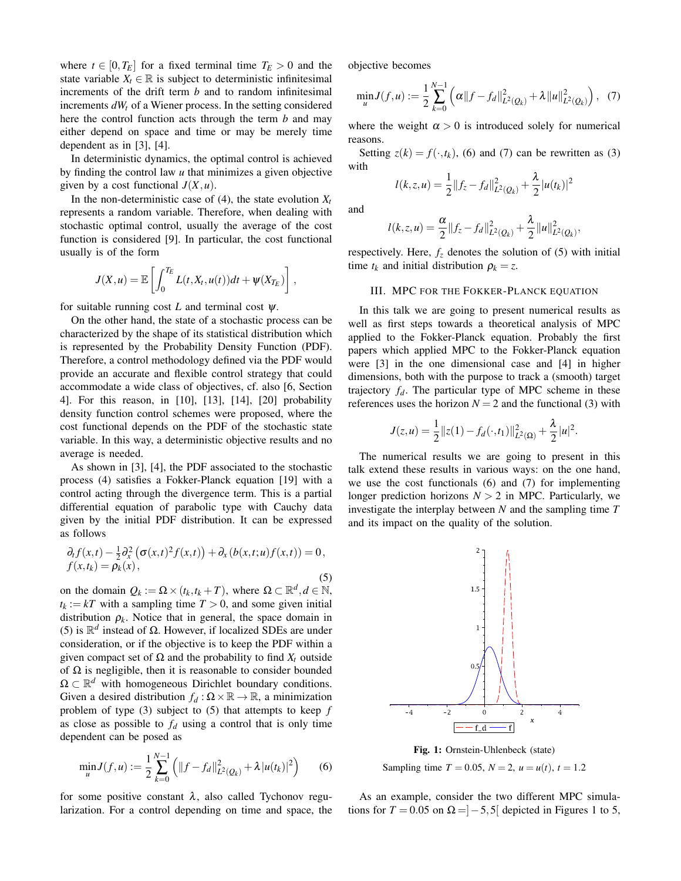where $t \in [0, T_E]$ for a fixed terminal time $T_E > 0$ and the state variable $X_t \in \mathbb{R}$ is subject to deterministic infinitesimal increments of the drift term $b$ and to random infinitesimal increments $dW_t$ of a Wiener process. In the setting considered here the control function acts through the term $b$ and may either depend on space and time or may be merely time dependent as in [3], [4].

In deterministic dynamics, the optimal control is achieved by finding the control law $u$ that minimizes a given objective given by a cost functional $J(X,u)$.

In the non-deterministic case of (4), the state evolution $X_t$ represents a random variable. Therefore, when dealing with stochastic optimal control, usually the average of the cost function is considered [9]. In particular, the cost functional usually is of the form

$$J(X,u) = \mathbb{E}\left[\int_0^{T_E} L(t, X_t, u(t))dt + \psi(X_{T_E})\right],$$

for suitable running cost $L$ and terminal cost $\psi$.

On the other hand, the state of a stochastic process can be characterized by the shape of its statistical distribution which is represented by the Probability Density Function (PDF). Therefore, a control methodology defined via the PDF would provide an accurate and flexible control strategy that could accommodate a wide class of objectives, cf. also [6, Section 4]. For this reason, in [10], [13], [14], [20] probability density function control schemes were proposed, where the cost functional depends on the PDF of the stochastic state variable. In this way, a deterministic objective results and no average is needed.

As shown in [3], [4], the PDF associated to the stochastic process (4) satisfies a Fokker-Planck equation [19] with a control acting through the divergence term. This is a partial differential equation of parabolic type with Cauchy data given by the initial PDF distribution. It can be expressed as follows

$$\begin{aligned} &\partial_t f(x,t) - \tfrac{1}{2}\partial_x^2\left(\sigma(x,t)^2 f(x,t)\right) + \partial_x\left(b(x,t;u)f(x,t)\right) = 0, \\ &f(x,t_k) = \rho_k(x), \end{aligned} \tag{5}$$

on the domain $Q_k := \Omega \times (t_k, t_k+T)$, where $\Omega \subset \mathbb{R}^d, d \in \mathbb{N}$, $t_k := kT$ with a sampling time $T > 0$, and some given initial distribution $\rho_k$. Notice that in general, the space domain in (5) is $\mathbb{R}^d$ instead of $\Omega$. However, if localized SDEs are under consideration, or if the objective is to keep the PDF within a given compact set of $\Omega$ and the probability to find $X_t$ outside of $\Omega$ is negligible, then it is reasonable to consider bounded $\Omega \subset \mathbb{R}^d$ with homogeneous Dirichlet boundary conditions. Given a desired distribution $f_d : \Omega \times \mathbb{R} \to \mathbb{R}$, a minimization problem of type (3) subject to (5) that attempts to keep $f$ as close as possible to $f_d$ using a control that is only time dependent can be posed as

$$\min_u J(f,u) := \frac{1}{2}\sum_{k=0}^{N-1}\left(\|f - f_d\|^2_{L^2(Q_k)} + \lambda|u(t_k)|^2\right) \tag{6}$$

for some positive constant $\lambda$, also called Tychonov regularization. For a control depending on time and space, the objective becomes

$$\min_u J(f,u) := \frac{1}{2}\sum_{k=0}^{N-1}\left(\alpha\|f - f_d\|^2_{L^2(Q_k)} + \lambda\|u\|^2_{L^2(Q_k)}\right), \tag{7}$$

where the weight $\alpha > 0$ is introduced solely for numerical reasons.

Setting $z(k) = f(\cdot, t_k)$, (6) and (7) can be rewritten as (3) with

$$l(k,z,u) = \frac{1}{2}\|f_z - f_d\|^2_{L^2(Q_k)} + \frac{\lambda}{2}|u(t_k)|^2$$

and

$$l(k,z,u) = \frac{\alpha}{2}\|f_z - f_d\|^2_{L^2(Q_k)} + \frac{\lambda}{2}\|u\|^2_{L^2(Q_k)},$$

respectively. Here, $f_z$ denotes the solution of (5) with initial time $t_k$ and initial distribution $\rho_k = z$.

## III. MPC for the Fokker-Planck Equation

In this talk we are going to present numerical results as well as first steps towards a theoretical analysis of MPC applied to the Fokker-Planck equation. Probably the first papers which applied MPC to the Fokker-Planck equation were [3] in the one dimensional case and [4] in higher dimensions, both with the purpose to track a (smooth) target trajectory $f_d$. The particular type of MPC scheme in these references uses the horizon $N = 2$ and the functional (3) with

$$J(z,u) = \frac{1}{2}\|z(1) - f_d(\cdot,t_1)\|^2_{L^2(\Omega)} + \frac{\lambda}{2}|u|^2.$$

The numerical results we are going to present in this talk extend these results in various ways: on the one hand, we use the cost functionals (6) and (7) for implementing longer prediction horizons $N > 2$ in MPC. Particularly, we investigate the interplay between $N$ and the sampling time $T$ and its impact on the quality of the solution.

**Fig. 1:** Ornstein-Uhlenbeck (state)

Sampling time $T = 0.05$, $N = 2$, $u = u(t)$, $t = 1.2$

As an example, consider the two different MPC simulations for $T = 0.05$ on $\Omega = ]-5,5[$ depicted in Figures 1 to 5,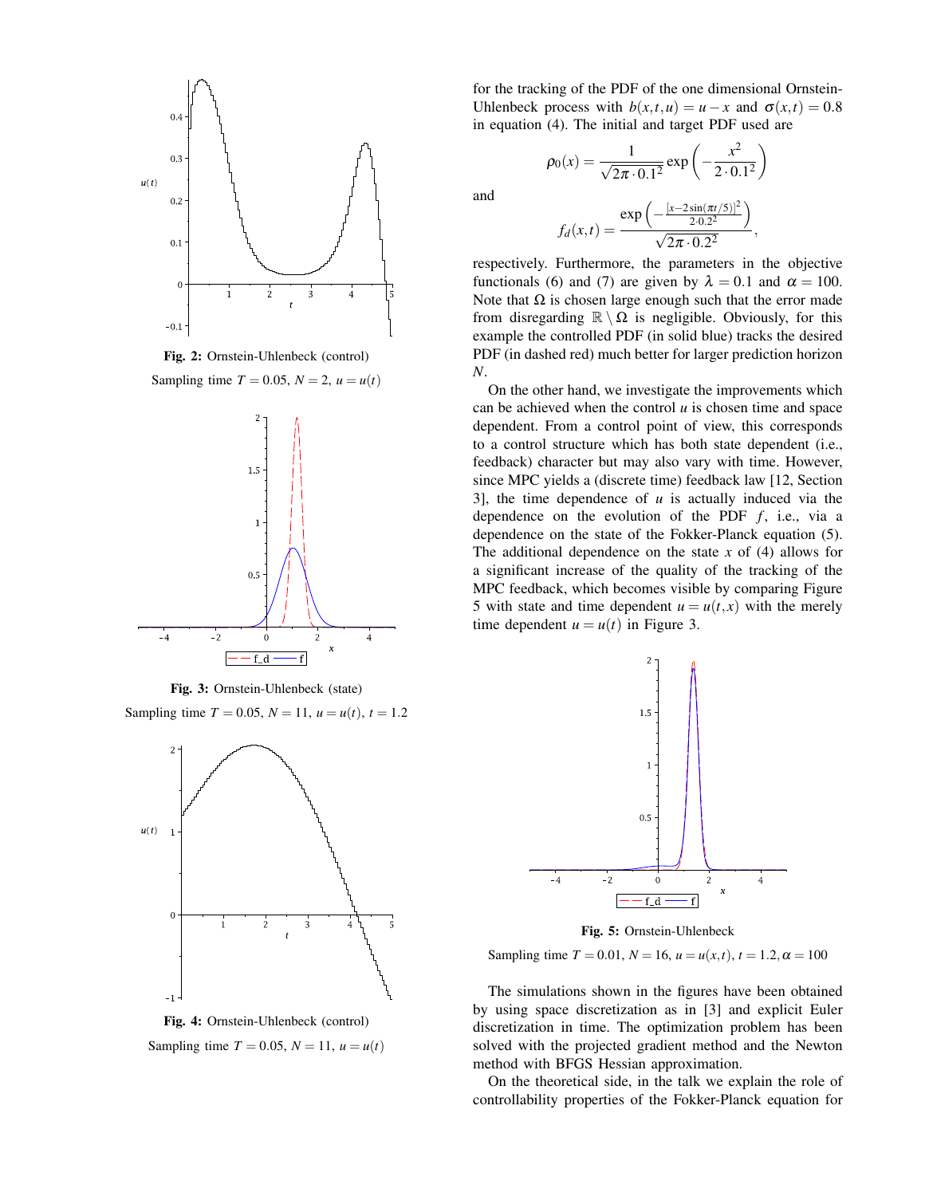Fig. 2: Ornstein-Uhlenbeck (control)

Sampling time $T = 0.05$, $N = 2$, $u = u(t)$

Fig. 3: Ornstein-Uhlenbeck (state)

Sampling time $T = 0.05$, $N = 11$, $u = u(t)$, $t = 1.2$

Fig. 4: Ornstein-Uhlenbeck (control)

Sampling time $T = 0.05$, $N = 11$, $u = u(t)$

for the tracking of the PDF of the one dimensional Ornstein-Uhlenbeck process with $b(x,t,u) = u - x$ and $\sigma(x,t) = 0.8$ in equation (4). The initial and target PDF used are

$$\rho_0(x) = \frac{1}{\sqrt{2\pi \cdot 0.1^2}} \exp\left(-\frac{x^2}{2 \cdot 0.1^2}\right)$$

and

$$f_d(x,t) = \frac{\exp\left(-\frac{[x - 2\sin(\pi t/5)]^2}{2 \cdot 0.2^2}\right)}{\sqrt{2\pi \cdot 0.2^2}},$$

respectively. Furthermore, the parameters in the objective functionals (6) and (7) are given by $\lambda = 0.1$ and $\alpha = 100$. Note that $\Omega$ is chosen large enough such that the error made from disregarding $\mathbb{R} \setminus \Omega$ is negligible. Obviously, for this example the controlled PDF (in solid blue) tracks the desired PDF (in dashed red) much better for larger prediction horizon $N$.

On the other hand, we investigate the improvements which can be achieved when the control $u$ is chosen time and space dependent. From a control point of view, this corresponds to a control structure which has both state dependent (i.e., feedback) character but may also vary with time. However, since MPC yields a (discrete time) feedback law [12, Section 3], the time dependence of $u$ is actually induced via the dependence on the evolution of the PDF $f$, i.e., via a dependence on the state of the Fokker-Planck equation (5). The additional dependence on the state $x$ of (4) allows for a significant increase of the quality of the tracking of the MPC feedback, which becomes visible by comparing Figure 5 with state and time dependent $u = u(t,x)$ with the merely time dependent $u = u(t)$ in Figure 3.

Fig. 5: Ornstein-Uhlenbeck

Sampling time $T = 0.01$, $N = 16$, $u = u(x,t)$, $t = 1.2, \alpha = 100$

The simulations shown in the figures have been obtained by using space discretization as in [3] and explicit Euler discretization in time. The optimization problem has been solved with the projected gradient method and the Newton method with BFGS Hessian approximation.

On the theoretical side, in the talk we explain the role of controllability properties of the Fokker-Planck equation for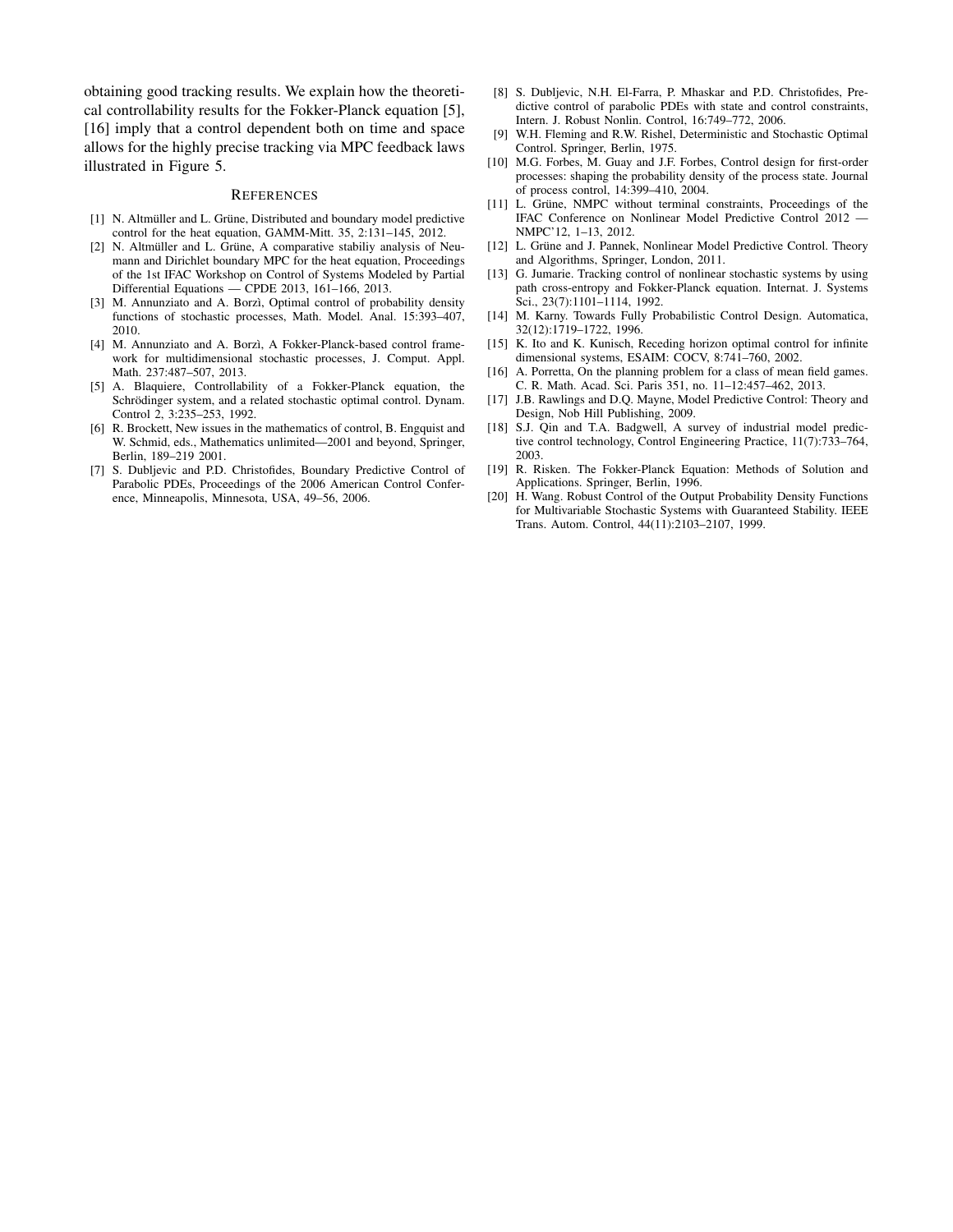obtaining good tracking results. We explain how the theoretical controllability results for the Fokker-Planck equation [5], [16] imply that a control dependent both on time and space allows for the highly precise tracking via MPC feedback laws illustrated in Figure 5.

## References

[1] N. Altmüller and L. Grüne, Distributed and boundary model predictive control for the heat equation, GAMM-Mitt. 35, 2:131–145, 2012.

[2] N. Altmüller and L. Grüne, A comparative stabiliy analysis of Neumann and Dirichlet boundary MPC for the heat equation, Proceedings of the 1st IFAC Workshop on Control of Systems Modeled by Partial Differential Equations — CPDE 2013, 161–166, 2013.

[3] M. Annunziato and A. Borzì, Optimal control of probability density functions of stochastic processes, Math. Model. Anal. 15:393–407, 2010.

[4] M. Annunziato and A. Borzì, A Fokker-Planck-based control framework for multidimensional stochastic processes, J. Comput. Appl. Math. 237:487–507, 2013.

[5] A. Blaquiere, Controllability of a Fokker-Planck equation, the Schrödinger system, and a related stochastic optimal control. Dynam. Control 2, 3:235–253, 1992.

[6] R. Brockett, New issues in the mathematics of control, B. Engquist and W. Schmid, eds., Mathematics unlimited—2001 and beyond, Springer, Berlin, 189–219 2001.

[7] S. Dubljevic and P.D. Christofides, Boundary Predictive Control of Parabolic PDEs, Proceedings of the 2006 American Control Conference, Minneapolis, Minnesota, USA, 49–56, 2006.

[8] S. Dubljevic, N.H. El-Farra, P. Mhaskar and P.D. Christofides, Predictive control of parabolic PDEs with state and control constraints, Intern. J. Robust Nonlin. Control, 16:749–772, 2006.

[9] W.H. Fleming and R.W. Rishel, Deterministic and Stochastic Optimal Control. Springer, Berlin, 1975.

[10] M.G. Forbes, M. Guay and J.F. Forbes, Control design for first-order processes: shaping the probability density of the process state. Journal of process control, 14:399–410, 2004.

[11] L. Grüne, NMPC without terminal constraints, Proceedings of the IFAC Conference on Nonlinear Model Predictive Control 2012 — NMPC'12, 1–13, 2012.

[12] L. Grüne and J. Pannek, Nonlinear Model Predictive Control. Theory and Algorithms, Springer, London, 2011.

[13] G. Jumarie. Tracking control of nonlinear stochastic systems by using path cross-entropy and Fokker-Planck equation. Internat. J. Systems Sci., 23(7):1101–1114, 1992.

[14] M. Karny. Towards Fully Probabilistic Control Design. Automatica, 32(12):1719–1722, 1996.

[15] K. Ito and K. Kunisch, Receding horizon optimal control for infinite dimensional systems, ESAIM: COCV, 8:741–760, 2002.

[16] A. Porretta, On the planning problem for a class of mean field games. C. R. Math. Acad. Sci. Paris 351, no. 11–12:457–462, 2013.

[17] J.B. Rawlings and D.Q. Mayne, Model Predictive Control: Theory and Design, Nob Hill Publishing, 2009.

[18] S.J. Qin and T.A. Badgwell, A survey of industrial model predictive control technology, Control Engineering Practice, 11(7):733–764, 2003.

[19] R. Risken. The Fokker-Planck Equation: Methods of Solution and Applications. Springer, Berlin, 1996.

[20] H. Wang. Robust Control of the Output Probability Density Functions for Multivariable Stochastic Systems with Guaranteed Stability. IEEE Trans. Autom. Control, 44(11):2103–2107, 1999.